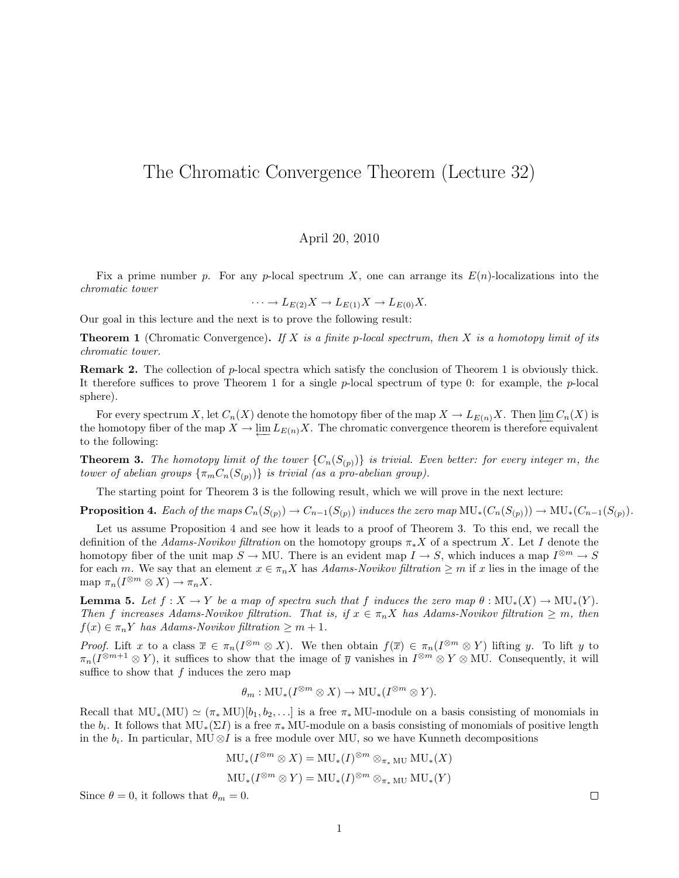# The Chromatic Convergence Theorem (Lecture 32)

April 20, 2010

Fix a prime number $p$. For any $p$-local spectrum $X$, one can arrange its $E(n)$-localizations into the *chromatic tower*

$$\cdots \to L_{E(2)}X \to L_{E(1)}X \to L_{E(0)}X.$$

Our goal in this lecture and the next is to prove the following result:

**Theorem 1** (Chromatic Convergence)**.** *If $X$ is a finite $p$-local spectrum, then $X$ is a homotopy limit of its chromatic tower.*

**Remark 2.** The collection of $p$-local spectra which satisfy the conclusion of Theorem 1 is obviously thick. It therefore suffices to prove Theorem 1 for a single $p$-local spectrum of type 0: for example, the $p$-local sphere).

For every spectrum $X$, let $C_n(X)$ denote the homotopy fiber of the map $X \to L_{E(n)}X$. Then $\varprojlim C_n(X)$ is the homotopy fiber of the map $X \to \varprojlim L_{E(n)}X$. The chromatic convergence theorem is therefore equivalent to the following:

**Theorem 3.** *The homotopy limit of the tower $\{C_n(S_{(p)})\}$ is trivial. Even better: for every integer $m$, the tower of abelian groups $\{\pi_m C_n(S_{(p)})\}$ is trivial (as a pro-abelian group).*

The starting point for Theorem 3 is the following result, which we will prove in the next lecture:

**Proposition 4.** *Each of the maps $C_n(S_{(p)}) \to C_{n-1}(S_{(p)})$ induces the zero map $\mathrm{MU}_*(C_n(S_{(p)})) \to \mathrm{MU}_*(C_{n-1}(S_{(p)})$.*

Let us assume Proposition 4 and see how it leads to a proof of Theorem 3. To this end, we recall the definition of the *Adams-Novikov filtration* on the homotopy groups $\pi_* X$ of a spectrum $X$. Let $I$ denote the homotopy fiber of the unit map $S \to \mathrm{MU}$. There is an evident map $I \to S$, which induces a map $I^{\otimes m} \to S$ for each $m$. We say that an element $x \in \pi_n X$ has *Adams-Novikov filtration* $\geq m$ if $x$ lies in the image of the map $\pi_n(I^{\otimes m} \otimes X) \to \pi_n X$.

**Lemma 5.** *Let $f : X \to Y$ be a map of spectra such that $f$ induces the zero map $\theta : \mathrm{MU}_*(X) \to \mathrm{MU}_*(Y)$. Then $f$ increases Adams-Novikov filtration. That is, if $x \in \pi_n X$ has Adams-Novikov filtration $\geq m$, then $f(x) \in \pi_n Y$ has Adams-Novikov filtration $\geq m+1$.*

*Proof.* Lift $x$ to a class $\overline{x} \in \pi_n(I^{\otimes m} \otimes X)$. We then obtain $f(\overline{x}) \in \pi_n(I^{\otimes m} \otimes Y)$ lifting $y$. To lift $y$ to $\pi_n(I^{\otimes m+1} \otimes Y)$, it suffices to show that the image of $\overline{y}$ vanishes in $I^{\otimes m} \otimes Y \otimes \mathrm{MU}$. Consequently, it will suffice to show that $f$ induces the zero map

$$\theta_m : \mathrm{MU}_*(I^{\otimes m} \otimes X) \to \mathrm{MU}_*(I^{\otimes m} \otimes Y).$$

Recall that $\mathrm{MU}_*(\mathrm{MU}) \simeq (\pi_* \mathrm{MU})[b_1, b_2, \ldots]$ is a free $\pi_* \mathrm{MU}$-module on a basis consisting of monomials in the $b_i$. It follows that $\mathrm{MU}_*(\Sigma I)$ is a free $\pi_* \mathrm{MU}$-module on a basis consisting of monomials of positive length in the $b_i$. In particular, $\mathrm{MU} \otimes I$ is a free module over MU, so we have Kunneth decompositions

$$\mathrm{MU}_*(I^{\otimes m} \otimes X) = \mathrm{MU}_*(I)^{\otimes m} \otimes_{\pi_* \mathrm{MU}} \mathrm{MU}_*(X)$$

$$\mathrm{MU}_*(I^{\otimes m} \otimes Y) = \mathrm{MU}_*(I)^{\otimes m} \otimes_{\pi_* \mathrm{MU}} \mathrm{MU}_*(Y)$$

Since $\theta = 0$, it follows that $\theta_m = 0$. □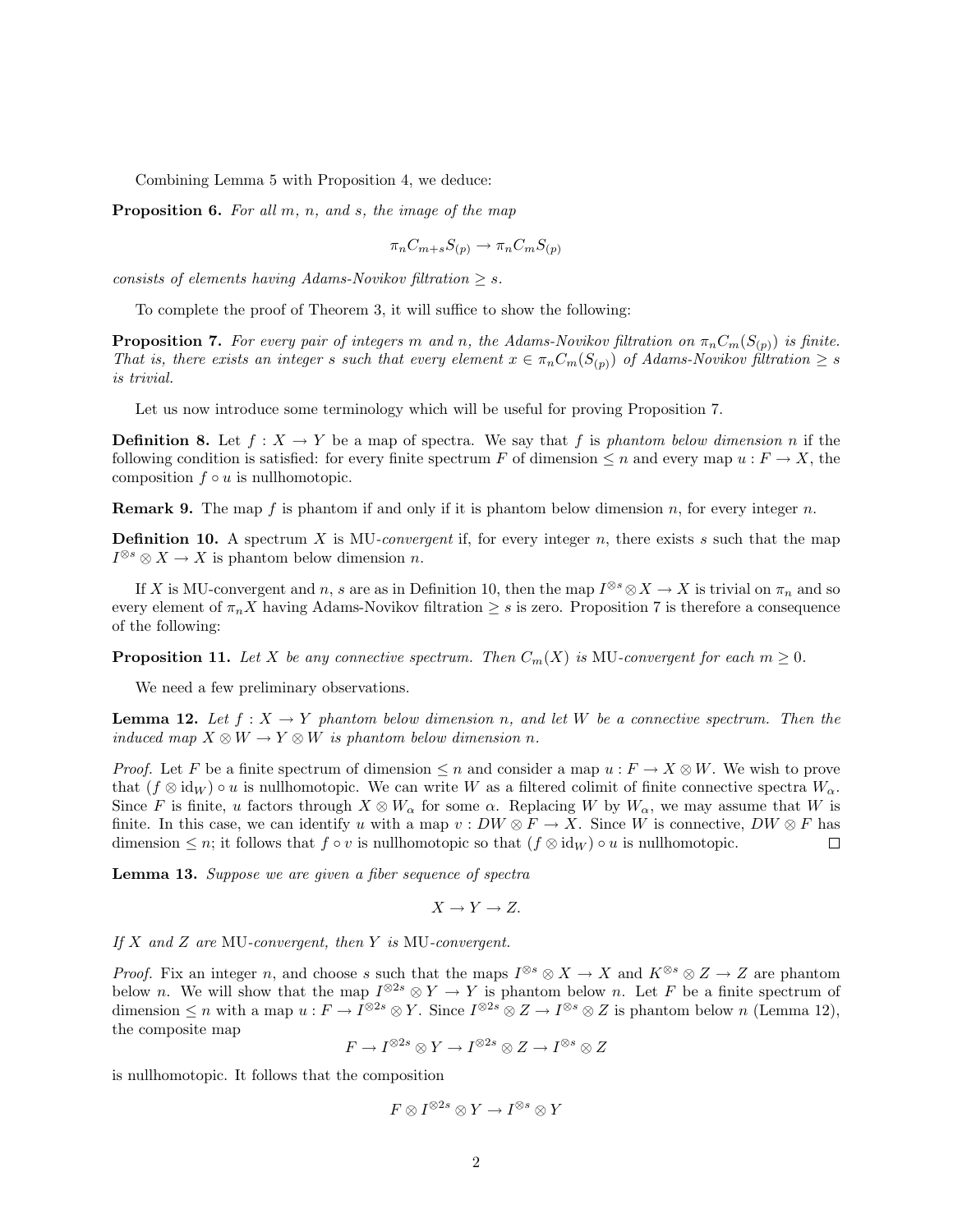Combining Lemma 5 with Proposition 4, we deduce:

**Proposition 6.** *For all $m$, $n$, and $s$, the image of the map*

$$\pi_n C_{m+s} S_{(p)} \to \pi_n C_m S_{(p)}$$

*consists of elements having Adams-Novikov filtration $\geq s$.*

To complete the proof of Theorem 3, it will suffice to show the following:

**Proposition 7.** *For every pair of integers $m$ and $n$, the Adams-Novikov filtration on $\pi_n C_m(S_{(p)})$ is finite. That is, there exists an integer $s$ such that every element $x \in \pi_n C_m(S_{(p)})$ of Adams-Novikov filtration $\geq s$ is trivial.*

Let us now introduce some terminology which will be useful for proving Proposition 7.

**Definition 8.** Let $f : X \to Y$ be a map of spectra. We say that $f$ is *phantom below dimension $n$* if the following condition is satisfied: for every finite spectrum $F$ of dimension $\leq n$ and every map $u : F \to X$, the composition $f \circ u$ is nullhomotopic.

**Remark 9.** The map $f$ is phantom if and only if it is phantom below dimension $n$, for every integer $n$.

**Definition 10.** A spectrum $X$ is MU-*convergent* if, for every integer $n$, there exists $s$ such that the map $I^{\otimes s} \otimes X \to X$ is phantom below dimension $n$.

If $X$ is MU-convergent and $n$, $s$ are as in Definition 10, then the map $I^{\otimes s} \otimes X \to X$ is trivial on $\pi_n$ and so every element of $\pi_n X$ having Adams-Novikov filtration $\geq s$ is zero. Proposition 7 is therefore a consequence of the following:

**Proposition 11.** *Let $X$ be any connective spectrum. Then $C_m(X)$ is* MU*-convergent for each $m \geq 0$.*

We need a few preliminary observations.

**Lemma 12.** *Let $f : X \to Y$ phantom below dimension $n$, and let $W$ be a connective spectrum. Then the induced map $X \otimes W \to Y \otimes W$ is phantom below dimension $n$.*

*Proof.* Let $F$ be a finite spectrum of dimension $\leq n$ and consider a map $u : F \to X \otimes W$. We wish to prove that $(f \otimes \mathrm{id}_W) \circ u$ is nullhomotopic. We can write $W$ as a filtered colimit of finite connective spectra $W_\alpha$. Since $F$ is finite, $u$ factors through $X \otimes W_\alpha$ for some $\alpha$. Replacing $W$ by $W_\alpha$, we may assume that $W$ is finite. In this case, we can identify $u$ with a map $v : DW \otimes F \to X$. Since $W$ is connective, $DW \otimes F$ has dimension $\leq n$; it follows that $f \circ v$ is nullhomotopic so that $(f \otimes \mathrm{id}_W) \circ u$ is nullhomotopic. $\square$

**Lemma 13.** *Suppose we are given a fiber sequence of spectra*

$$X \to Y \to Z.$$

*If $X$ and $Z$ are* MU*-convergent, then $Y$ is* MU*-convergent.*

*Proof.* Fix an integer $n$, and choose $s$ such that the maps $I^{\otimes s} \otimes X \to X$ and $K^{\otimes s} \otimes Z \to Z$ are phantom below $n$. We will show that the map $I^{\otimes 2s} \otimes Y \to Y$ is phantom below $n$. Let $F$ be a finite spectrum of dimension $\leq n$ with a map $u : F \to I^{\otimes 2s} \otimes Y$. Since $I^{\otimes 2s} \otimes Z \to I^{\otimes s} \otimes Z$ is phantom below $n$ (Lemma 12), the composite map

$$F \to I^{\otimes 2s} \otimes Y \to I^{\otimes 2s} \otimes Z \to I^{\otimes s} \otimes Z$$

is nullhomotopic. It follows that the composition

$$F \otimes I^{\otimes 2s} \otimes Y \to I^{\otimes s} \otimes Y$$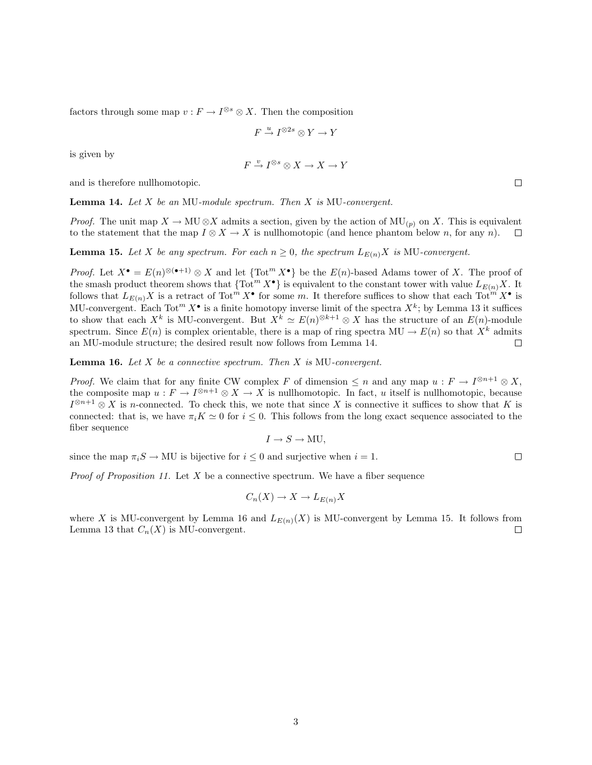factors through some map $v : F \to I^{\otimes s} \otimes X$. Then the composition

$$F \xrightarrow{u} I^{\otimes 2s} \otimes Y \to Y$$

is given by

$$F \xrightarrow{v} I^{\otimes s} \otimes X \to X \to Y$$

and is therefore nullhomotopic. □

**Lemma 14.** *Let $X$ be an* MU*-module spectrum. Then $X$ is* MU*-convergent.*

*Proof.* The unit map $X \to \mathrm{MU} \otimes X$ admits a section, given by the action of $\mathrm{MU}_{(p)}$ on $X$. This is equivalent to the statement that the map $I \otimes X \to X$ is nullhomotopic (and hence phantom below $n$, for any $n$). □

**Lemma 15.** *Let $X$ be any spectrum. For each $n \geq 0$, the spectrum $L_{E(n)}X$ is* MU*-convergent.*

*Proof.* Let $X^\bullet = E(n)^{\otimes(\bullet+1)} \otimes X$ and let $\{\mathrm{Tot}^m X^\bullet\}$ be the $E(n)$-based Adams tower of $X$. The proof of the smash product theorem shows that $\{\mathrm{Tot}^m X^\bullet\}$ is equivalent to the constant tower with value $L_{E(n)}X$. It follows that $L_{E(n)}X$ is a retract of $\mathrm{Tot}^m X^\bullet$ for some $m$. It therefore suffices to show that each $\mathrm{Tot}^m X^\bullet$ is MU-convergent. Each $\mathrm{Tot}^m X^\bullet$ is a finite homotopy inverse limit of the spectra $X^k$; by Lemma 13 it suffices to show that each $X^k$ is MU-convergent. But $X^k \simeq E(n)^{\otimes k+1} \otimes X$ has the structure of an $E(n)$-module spectrum. Since $E(n)$ is complex orientable, there is a map of ring spectra $\mathrm{MU} \to E(n)$ so that $X^k$ admits an MU-module structure; the desired result now follows from Lemma 14. □

**Lemma 16.** *Let $X$ be a connective spectrum. Then $X$ is* MU*-convergent.*

*Proof.* We claim that for any finite CW complex $F$ of dimension $\leq n$ and any map $u : F \to I^{\otimes n+1} \otimes X$, the composite map $u : F \to I^{\otimes n+1} \otimes X \to X$ is nullhomotopic. In fact, $u$ itself is nullhomotopic, because $I^{\otimes n+1} \otimes X$ is $n$-connected. To check this, we note that since $X$ is connective it suffices to show that $K$ is connected: that is, we have $\pi_i K \simeq 0$ for $i \leq 0$. This follows from the long exact sequence associated to the fiber sequence

$$I \to S \to \mathrm{MU},$$

since the map $\pi_i S \to \mathrm{MU}$ is bijective for $i \leq 0$ and surjective when $i = 1$. □

*Proof of Proposition 11.* Let $X$ be a connective spectrum. We have a fiber sequence

$$C_n(X) \to X \to L_{E(n)}X$$

where $X$ is MU-convergent by Lemma 16 and $L_{E(n)}(X)$ is MU-convergent by Lemma 15. It follows from Lemma 13 that $C_n(X)$ is MU-convergent. □